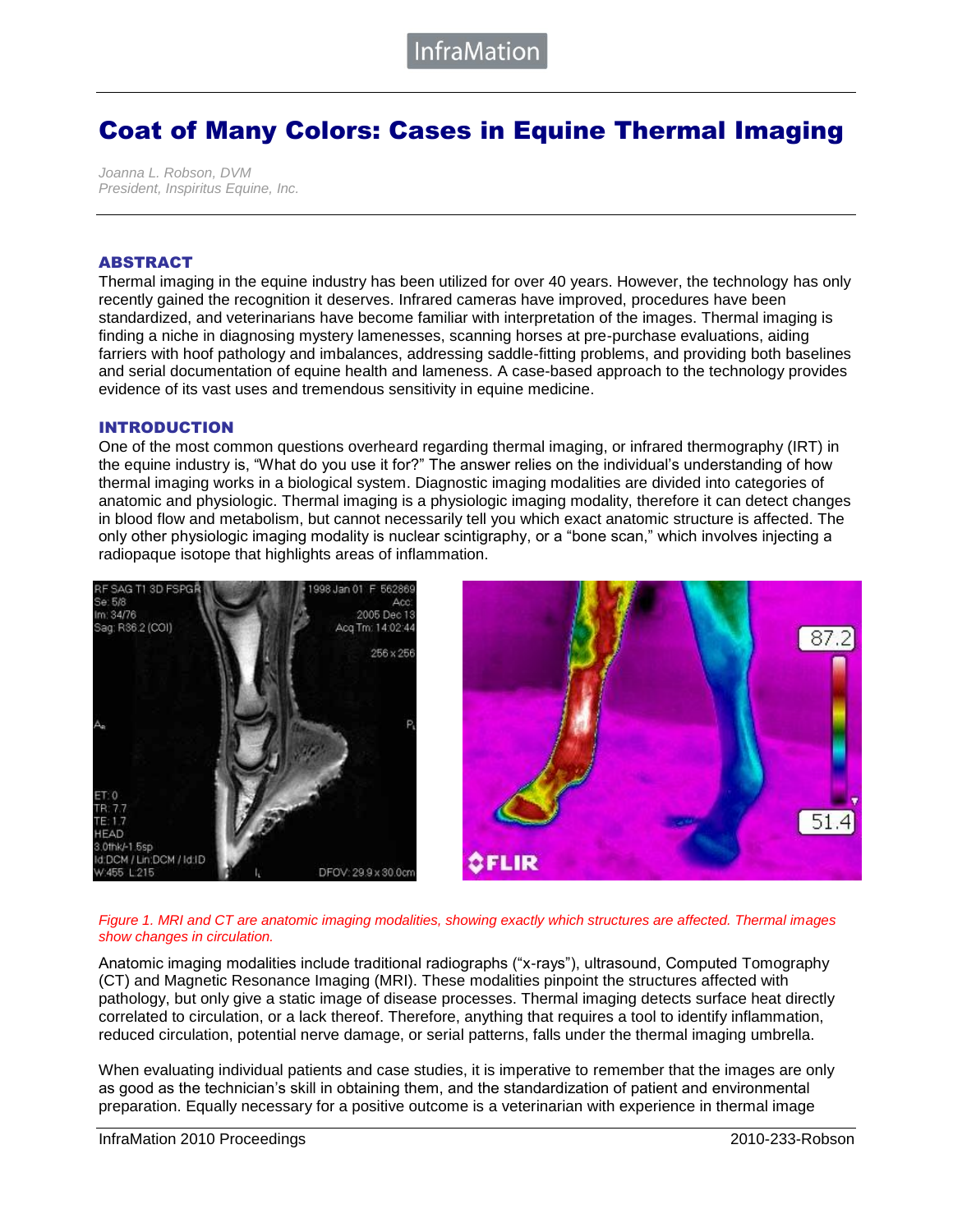# Coat of Many Colors: Cases in Equine Thermal Imaging

*Joanna L. Robson, DVM*
*President, Inspiritus Equine, Inc.*

## ABSTRACT

Thermal imaging in the equine industry has been utilized for over 40 years. However, the technology has only recently gained the recognition it deserves. Infrared cameras have improved, procedures have been standardized, and veterinarians have become familiar with interpretation of the images. Thermal imaging is finding a niche in diagnosing mystery lamenesses, scanning horses at pre-purchase evaluations, aiding farriers with hoof pathology and imbalances, addressing saddle-fitting problems, and providing both baselines and serial documentation of equine health and lameness. A case-based approach to the technology provides evidence of its vast uses and tremendous sensitivity in equine medicine.

## INTRODUCTION

One of the most common questions overheard regarding thermal imaging, or infrared thermography (IRT) in the equine industry is, "What do you use it for?" The answer relies on the individual's understanding of how thermal imaging works in a biological system. Diagnostic imaging modalities are divided into categories of anatomic and physiologic. Thermal imaging is a physiologic imaging modality, therefore it can detect changes in blood flow and metabolism, but cannot necessarily tell you which exact anatomic structure is affected. The only other physiologic imaging modality is nuclear scintigraphy, or a "bone scan," which involves injecting a radiopaque isotope that highlights areas of inflammation.

*Figure 1. MRI and CT are anatomic imaging modalities, showing exactly which structures are affected. Thermal images show changes in circulation.*

Anatomic imaging modalities include traditional radiographs ("x-rays"), ultrasound, Computed Tomography (CT) and Magnetic Resonance Imaging (MRI). These modalities pinpoint the structures affected with pathology, but only give a static image of disease processes. Thermal imaging detects surface heat directly correlated to circulation, or a lack thereof. Therefore, anything that requires a tool to identify inflammation, reduced circulation, potential nerve damage, or serial patterns, falls under the thermal imaging umbrella.

When evaluating individual patients and case studies, it is imperative to remember that the images are only as good as the technician's skill in obtaining them, and the standardization of patient and environmental preparation. Equally necessary for a positive outcome is a veterinarian with experience in thermal image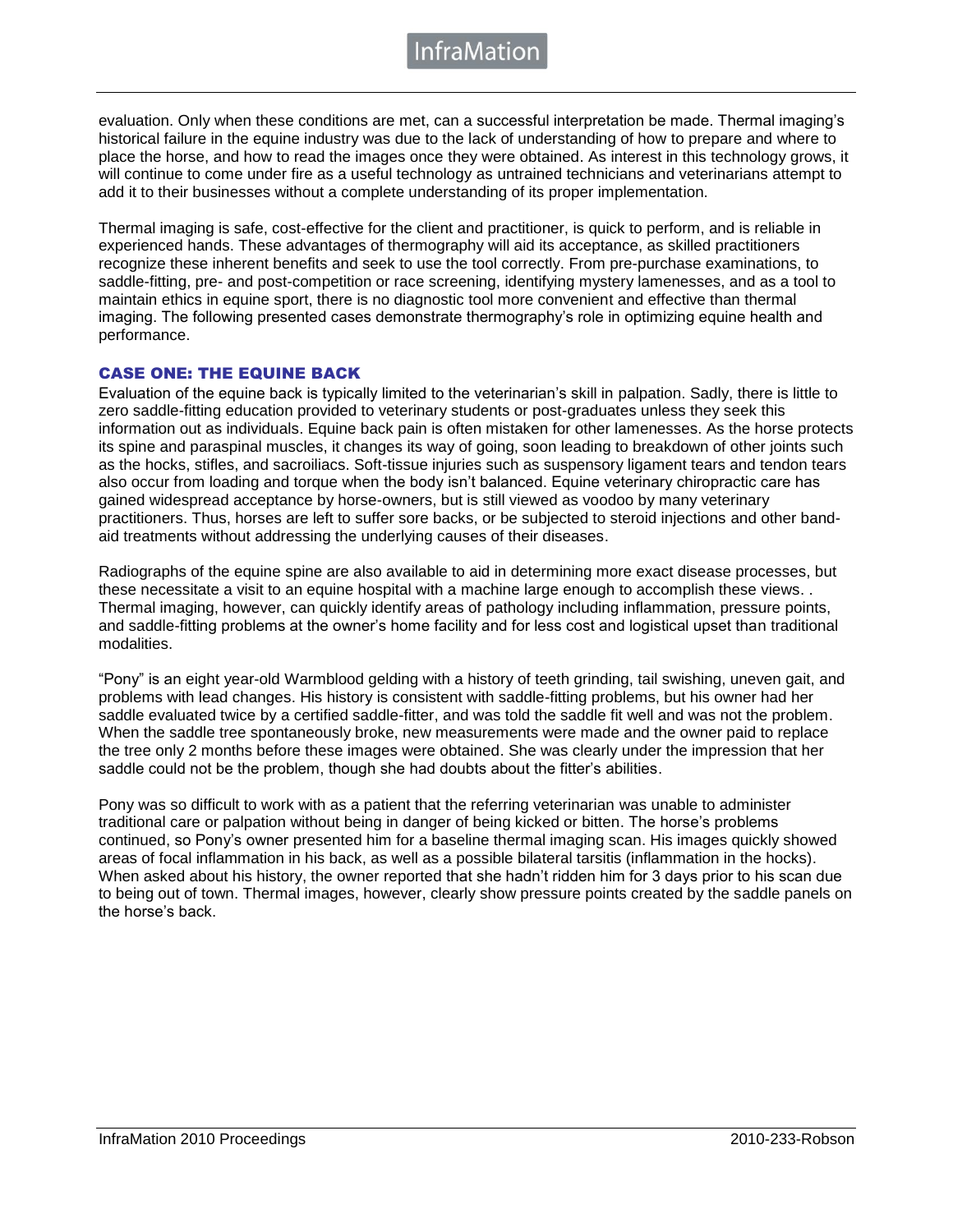evaluation. Only when these conditions are met, can a successful interpretation be made. Thermal imaging's historical failure in the equine industry was due to the lack of understanding of how to prepare and where to place the horse, and how to read the images once they were obtained. As interest in this technology grows, it will continue to come under fire as a useful technology as untrained technicians and veterinarians attempt to add it to their businesses without a complete understanding of its proper implementation.

Thermal imaging is safe, cost-effective for the client and practitioner, is quick to perform, and is reliable in experienced hands. These advantages of thermography will aid its acceptance, as skilled practitioners recognize these inherent benefits and seek to use the tool correctly. From pre-purchase examinations, to saddle-fitting, pre- and post-competition or race screening, identifying mystery lamenesses, and as a tool to maintain ethics in equine sport, there is no diagnostic tool more convenient and effective than thermal imaging. The following presented cases demonstrate thermography's role in optimizing equine health and performance.

## CASE ONE: THE EQUINE BACK

Evaluation of the equine back is typically limited to the veterinarian's skill in palpation. Sadly, there is little to zero saddle-fitting education provided to veterinary students or post-graduates unless they seek this information out as individuals. Equine back pain is often mistaken for other lamenesses. As the horse protects its spine and paraspinal muscles, it changes its way of going, soon leading to breakdown of other joints such as the hocks, stifles, and sacroiliacs. Soft-tissue injuries such as suspensory ligament tears and tendon tears also occur from loading and torque when the body isn't balanced. Equine veterinary chiropractic care has gained widespread acceptance by horse-owners, but is still viewed as voodoo by many veterinary practitioners. Thus, horses are left to suffer sore backs, or be subjected to steroid injections and other band-aid treatments without addressing the underlying causes of their diseases.

Radiographs of the equine spine are also available to aid in determining more exact disease processes, but these necessitate a visit to an equine hospital with a machine large enough to accomplish these views. . Thermal imaging, however, can quickly identify areas of pathology including inflammation, pressure points, and saddle-fitting problems at the owner's home facility and for less cost and logistical upset than traditional modalities.

"Pony" is an eight year-old Warmblood gelding with a history of teeth grinding, tail swishing, uneven gait, and problems with lead changes. His history is consistent with saddle-fitting problems, but his owner had her saddle evaluated twice by a certified saddle-fitter, and was told the saddle fit well and was not the problem. When the saddle tree spontaneously broke, new measurements were made and the owner paid to replace the tree only 2 months before these images were obtained. She was clearly under the impression that her saddle could not be the problem, though she had doubts about the fitter's abilities.

Pony was so difficult to work with as a patient that the referring veterinarian was unable to administer traditional care or palpation without being in danger of being kicked or bitten. The horse's problems continued, so Pony's owner presented him for a baseline thermal imaging scan. His images quickly showed areas of focal inflammation in his back, as well as a possible bilateral tarsitis (inflammation in the hocks). When asked about his history, the owner reported that she hadn't ridden him for 3 days prior to his scan due to being out of town. Thermal images, however, clearly show pressure points created by the saddle panels on the horse's back.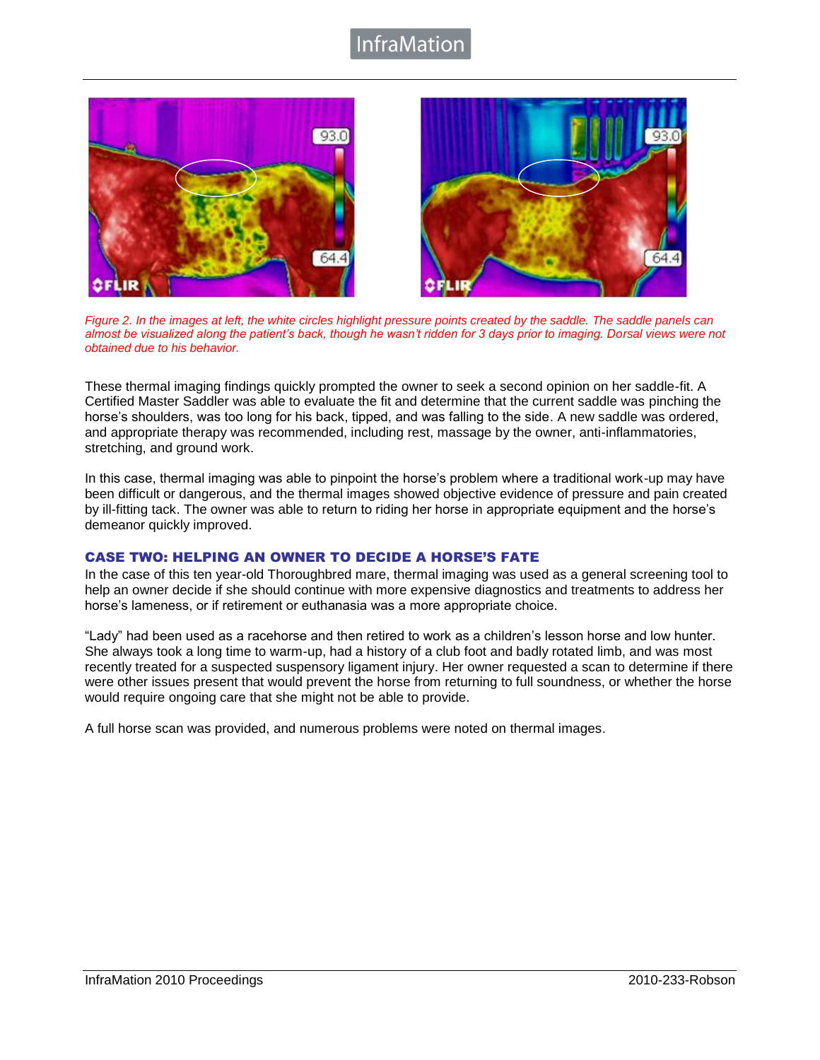*Figure 2. In the images at left, the white circles highlight pressure points created by the saddle. The saddle panels can almost be visualized along the patient's back, though he wasn't ridden for 3 days prior to imaging. Dorsal views were not obtained due to his behavior.*

These thermal imaging findings quickly prompted the owner to seek a second opinion on her saddle-fit. A Certified Master Saddler was able to evaluate the fit and determine that the current saddle was pinching the horse's shoulders, was too long for his back, tipped, and was falling to the side. A new saddle was ordered, and appropriate therapy was recommended, including rest, massage by the owner, anti-inflammatories, stretching, and ground work.

In this case, thermal imaging was able to pinpoint the horse's problem where a traditional work-up may have been difficult or dangerous, and the thermal images showed objective evidence of pressure and pain created by ill-fitting tack. The owner was able to return to riding her horse in appropriate equipment and the horse's demeanor quickly improved.

### CASE TWO: HELPING AN OWNER TO DECIDE A HORSE'S FATE

In the case of this ten year-old Thoroughbred mare, thermal imaging was used as a general screening tool to help an owner decide if she should continue with more expensive diagnostics and treatments to address her horse's lameness, or if retirement or euthanasia was a more appropriate choice.

"Lady" had been used as a racehorse and then retired to work as a children's lesson horse and low hunter. She always took a long time to warm-up, had a history of a club foot and badly rotated limb, and was most recently treated for a suspected suspensory ligament injury. Her owner requested a scan to determine if there were other issues present that would prevent the horse from returning to full soundness, or whether the horse would require ongoing care that she might not be able to provide.

A full horse scan was provided, and numerous problems were noted on thermal images.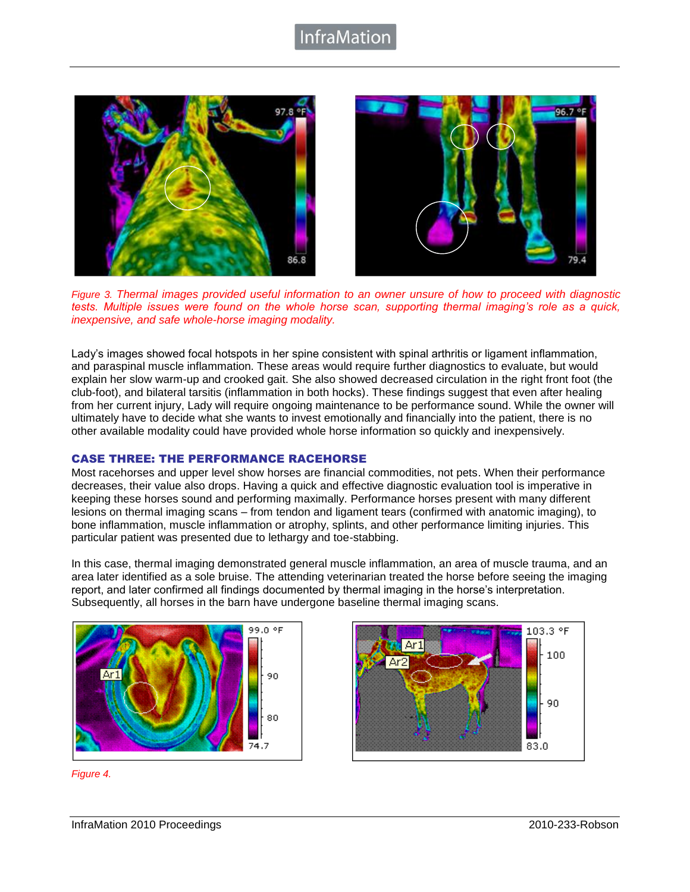*Figure 3. Thermal images provided useful information to an owner unsure of how to proceed with diagnostic tests. Multiple issues were found on the whole horse scan, supporting thermal imaging's role as a quick, inexpensive, and safe whole-horse imaging modality.*

Lady's images showed focal hotspots in her spine consistent with spinal arthritis or ligament inflammation, and paraspinal muscle inflammation. These areas would require further diagnostics to evaluate, but would explain her slow warm-up and crooked gait. She also showed decreased circulation in the right front foot (the club-foot), and bilateral tarsitis (inflammation in both hocks). These findings suggest that even after healing from her current injury, Lady will require ongoing maintenance to be performance sound. While the owner will ultimately have to decide what she wants to invest emotionally and financially into the patient, there is no other available modality could have provided whole horse information so quickly and inexpensively.

### CASE THREE: THE PERFORMANCE RACEHORSE

Most racehorses and upper level show horses are financial commodities, not pets. When their performance decreases, their value also drops. Having a quick and effective diagnostic evaluation tool is imperative in keeping these horses sound and performing maximally. Performance horses present with many different lesions on thermal imaging scans – from tendon and ligament tears (confirmed with anatomic imaging), to bone inflammation, muscle inflammation or atrophy, splints, and other performance limiting injuries. This particular patient was presented due to lethargy and toe-stabbing.

In this case, thermal imaging demonstrated general muscle inflammation, an area of muscle trauma, and an area later identified as a sole bruise. The attending veterinarian treated the horse before seeing the imaging report, and later confirmed all findings documented by thermal imaging in the horse's interpretation. Subsequently, all horses in the barn have undergone baseline thermal imaging scans.

*Figure 4.*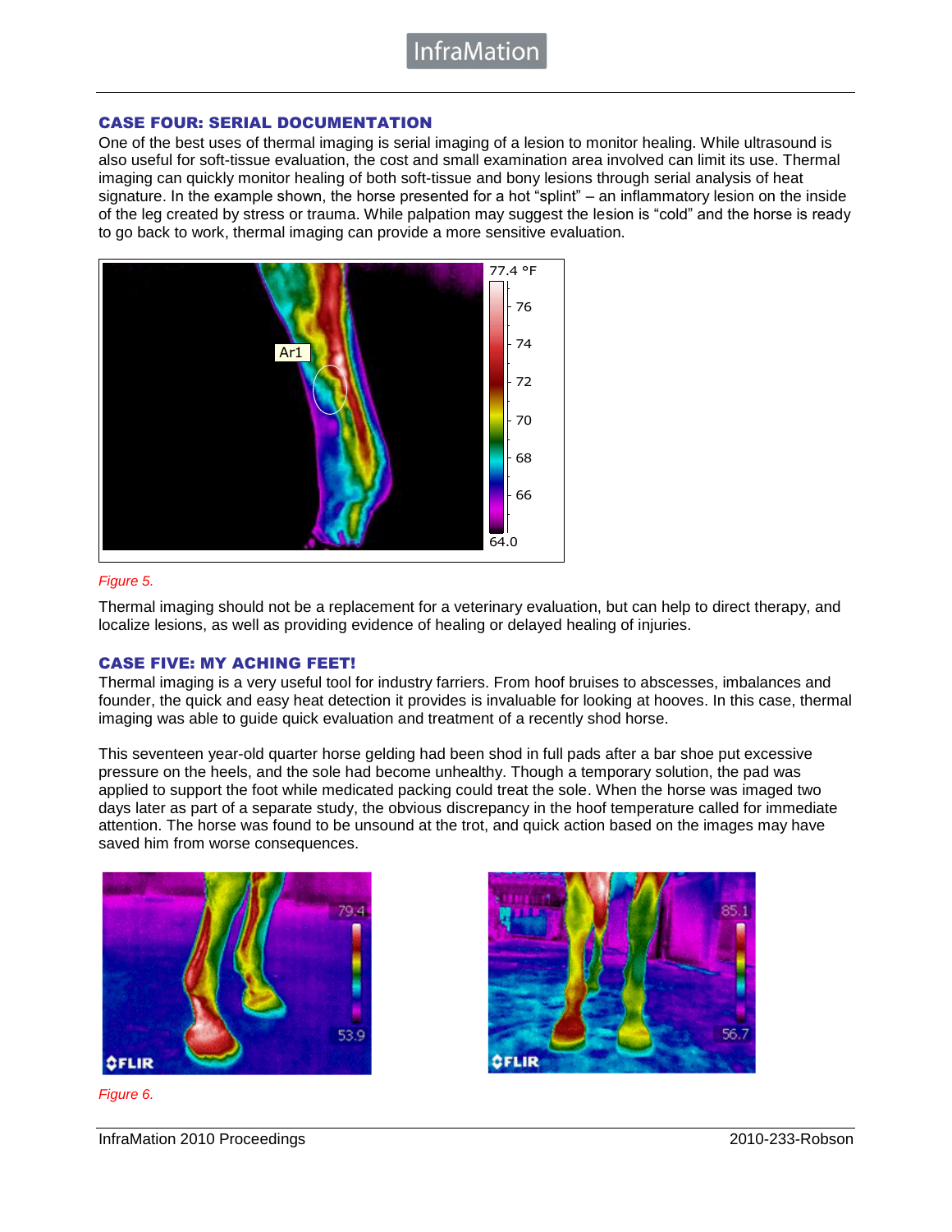### CASE FOUR: SERIAL DOCUMENTATION

One of the best uses of thermal imaging is serial imaging of a lesion to monitor healing. While ultrasound is also useful for soft-tissue evaluation, the cost and small examination area involved can limit its use. Thermal imaging can quickly monitor healing of both soft-tissue and bony lesions through serial analysis of heat signature. In the example shown, the horse presented for a hot "splint" – an inflammatory lesion on the inside of the leg created by stress or trauma. While palpation may suggest the lesion is "cold" and the horse is ready to go back to work, thermal imaging can provide a more sensitive evaluation.

*Figure 5.*

Thermal imaging should not be a replacement for a veterinary evaluation, but can help to direct therapy, and localize lesions, as well as providing evidence of healing or delayed healing of injuries.

### CASE FIVE: MY ACHING FEET!

Thermal imaging is a very useful tool for industry farriers. From hoof bruises to abscesses, imbalances and founder, the quick and easy heat detection it provides is invaluable for looking at hooves. In this case, thermal imaging was able to guide quick evaluation and treatment of a recently shod horse.

This seventeen year-old quarter horse gelding had been shod in full pads after a bar shoe put excessive pressure on the heels, and the sole had become unhealthy. Though a temporary solution, the pad was applied to support the foot while medicated packing could treat the sole. When the horse was imaged two days later as part of a separate study, the obvious discrepancy in the hoof temperature called for immediate attention. The horse was found to be unsound at the trot, and quick action based on the images may have saved him from worse consequences.

*Figure 6.*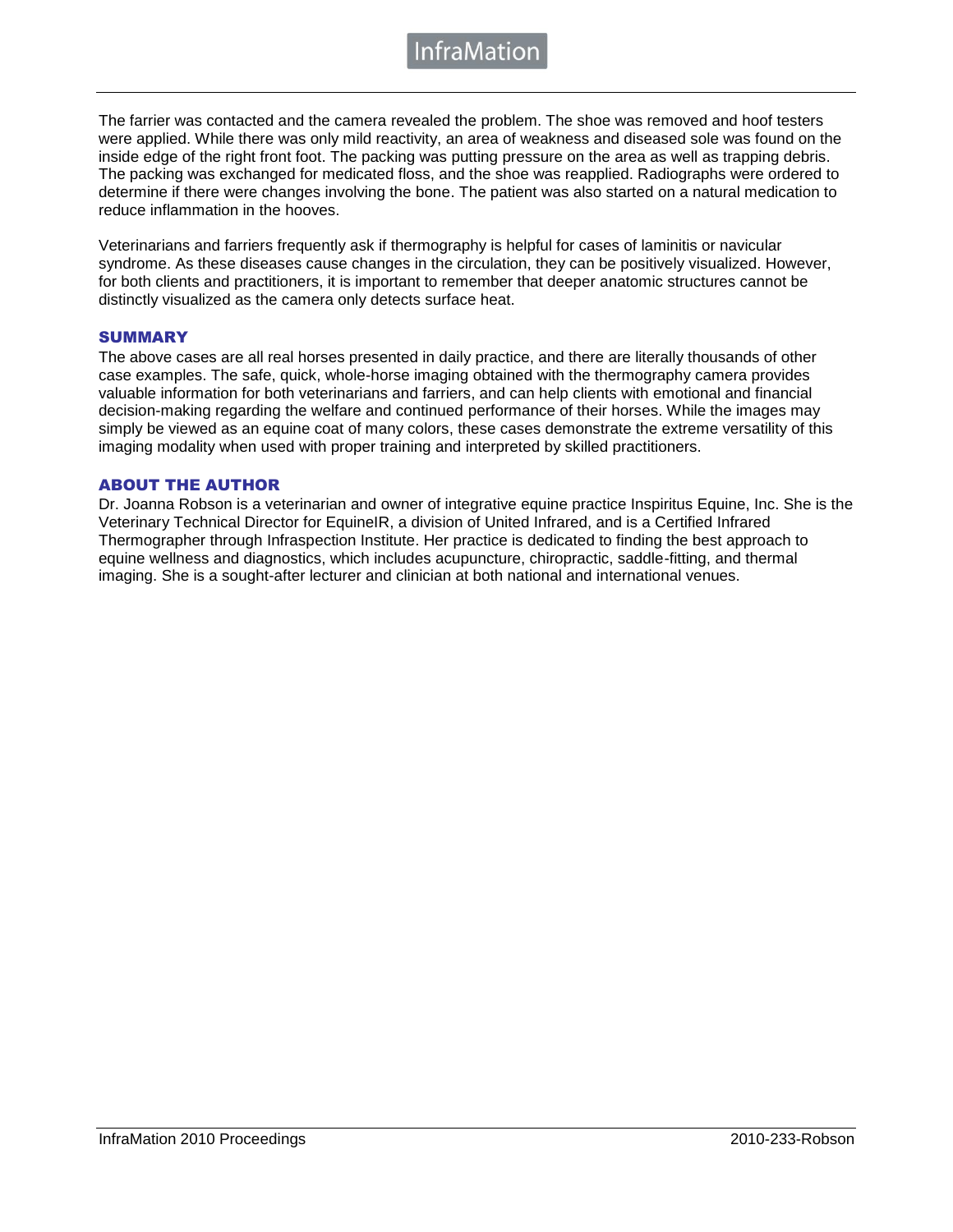The farrier was contacted and the camera revealed the problem. The shoe was removed and hoof testers were applied. While there was only mild reactivity, an area of weakness and diseased sole was found on the inside edge of the right front foot. The packing was putting pressure on the area as well as trapping debris. The packing was exchanged for medicated floss, and the shoe was reapplied. Radiographs were ordered to determine if there were changes involving the bone. The patient was also started on a natural medication to reduce inflammation in the hooves.

Veterinarians and farriers frequently ask if thermography is helpful for cases of laminitis or navicular syndrome. As these diseases cause changes in the circulation, they can be positively visualized. However, for both clients and practitioners, it is important to remember that deeper anatomic structures cannot be distinctly visualized as the camera only detects surface heat.

## SUMMARY

The above cases are all real horses presented in daily practice, and there are literally thousands of other case examples. The safe, quick, whole-horse imaging obtained with the thermography camera provides valuable information for both veterinarians and farriers, and can help clients with emotional and financial decision-making regarding the welfare and continued performance of their horses. While the images may simply be viewed as an equine coat of many colors, these cases demonstrate the extreme versatility of this imaging modality when used with proper training and interpreted by skilled practitioners.

## ABOUT THE AUTHOR

Dr. Joanna Robson is a veterinarian and owner of integrative equine practice Inspiritus Equine, Inc. She is the Veterinary Technical Director for EquineIR, a division of United Infrared, and is a Certified Infrared Thermographer through Infraspection Institute. Her practice is dedicated to finding the best approach to equine wellness and diagnostics, which includes acupuncture, chiropractic, saddle-fitting, and thermal imaging. She is a sought-after lecturer and clinician at both national and international venues.